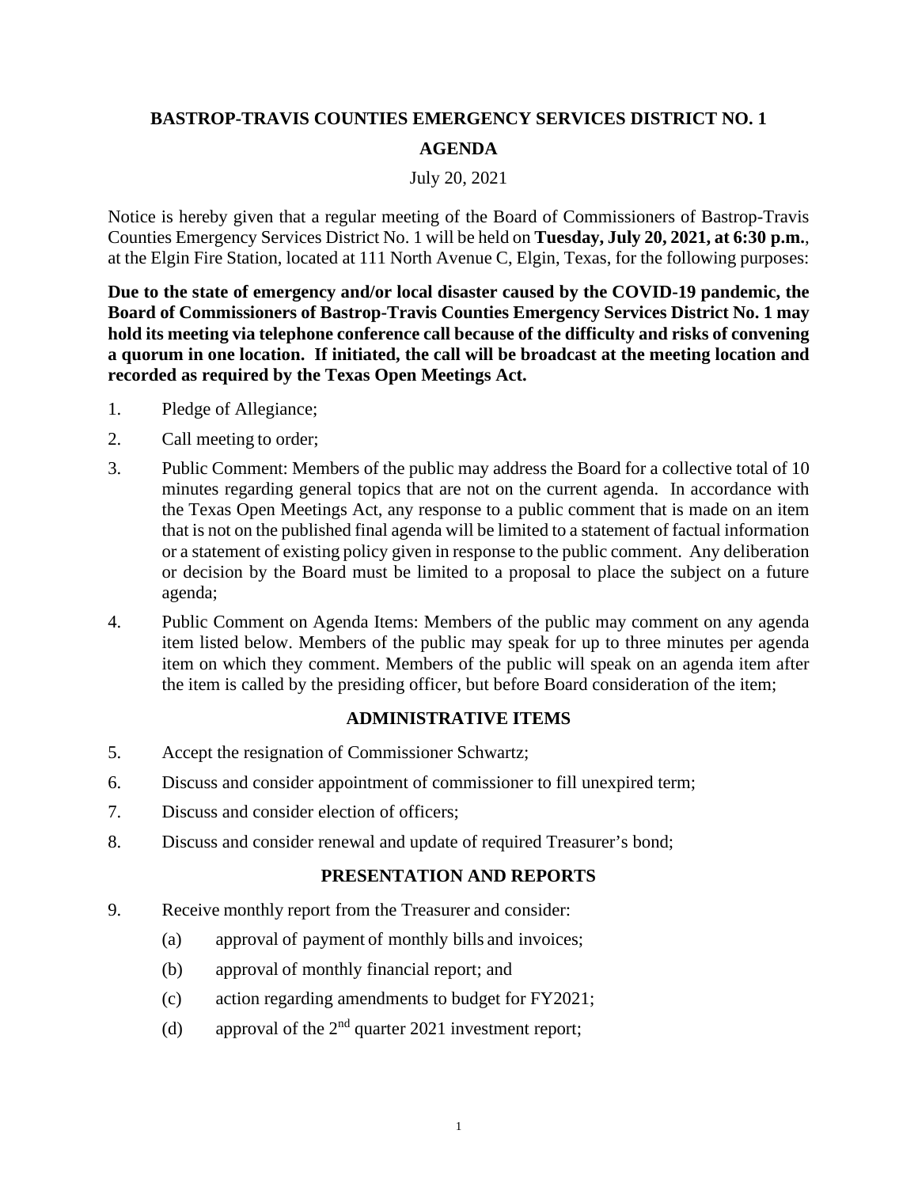# BASTROP-TRAVIS COUNTIES EMERGENCY SERVICES DISTRICT NO. 1

## AGENDA

July 20, 2021

Notice is hereby given that a regular meeting of the Board of Commissioners of Bastrop-Travis Counties Emergency Services District No. 1 will be held on **Tuesday, July 20, 2021, at 6:30 p.m.**, at the Elgin Fire Station, located at 111 North Avenue C, Elgin, Texas, for the following purposes:

**Due to the state of emergency and/or local disaster caused by the COVID-19 pandemic, the Board of Commissioners of Bastrop-Travis Counties Emergency Services District No. 1 may hold its meeting via telephone conference call because of the difficulty and risks of convening a quorum in one location. If initiated, the call will be broadcast at the meeting location and recorded as required by the Texas Open Meetings Act.**

1. Pledge of Allegiance;
2. Call meeting to order;
3. Public Comment: Members of the public may address the Board for a collective total of 10 minutes regarding general topics that are not on the current agenda. In accordance with the Texas Open Meetings Act, any response to a public comment that is made on an item that is not on the published final agenda will be limited to a statement of factual information or a statement of existing policy given in response to the public comment. Any deliberation or decision by the Board must be limited to a proposal to place the subject on a future agenda;
4. Public Comment on Agenda Items: Members of the public may comment on any agenda item listed below. Members of the public may speak for up to three minutes per agenda item on which they comment. Members of the public will speak on an agenda item after the item is called by the presiding officer, but before Board consideration of the item;

### ADMINISTRATIVE ITEMS

5. Accept the resignation of Commissioner Schwartz;
6. Discuss and consider appointment of commissioner to fill unexpired term;
7. Discuss and consider election of officers;
8. Discuss and consider renewal and update of required Treasurer's bond;

### PRESENTATION AND REPORTS

9. Receive monthly report from the Treasurer and consider:
   - (a) approval of payment of monthly bills and invoices;
   - (b) approval of monthly financial report; and
   - (c) action regarding amendments to budget for FY2021;
   - (d) approval of the 2nd quarter 2021 investment report;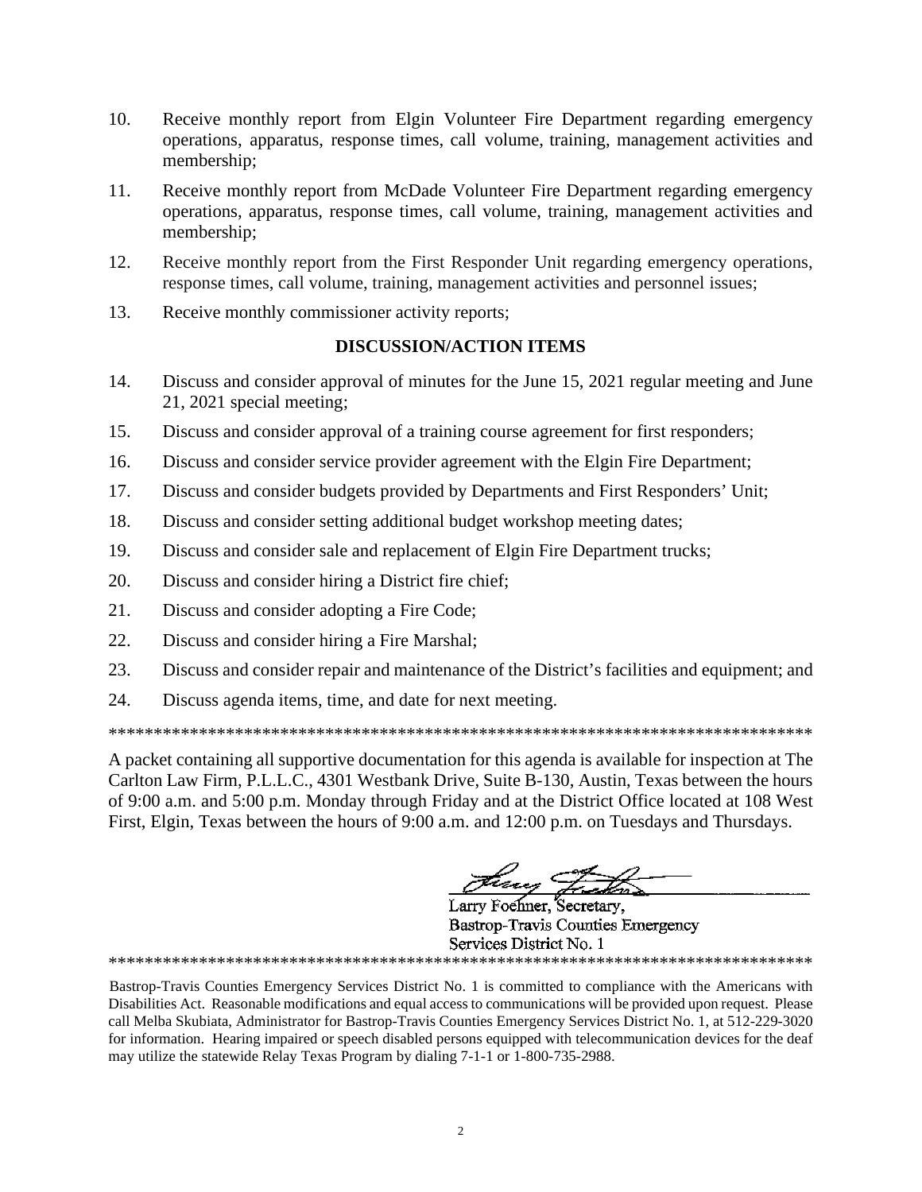10. Receive monthly report from Elgin Volunteer Fire Department regarding emergency operations, apparatus, response times, call volume, training, management activities and membership;

11. Receive monthly report from McDade Volunteer Fire Department regarding emergency operations, apparatus, response times, call volume, training, management activities and membership;

12. Receive monthly report from the First Responder Unit regarding emergency operations, response times, call volume, training, management activities and personnel issues;

13. Receive monthly commissioner activity reports;

## DISCUSSION/ACTION ITEMS

14. Discuss and consider approval of minutes for the June 15, 2021 regular meeting and June 21, 2021 special meeting;

15. Discuss and consider approval of a training course agreement for first responders;

16. Discuss and consider service provider agreement with the Elgin Fire Department;

17. Discuss and consider budgets provided by Departments and First Responders' Unit;

18. Discuss and consider setting additional budget workshop meeting dates;

19. Discuss and consider sale and replacement of Elgin Fire Department trucks;

20. Discuss and consider hiring a District fire chief;

21. Discuss and consider adopting a Fire Code;

22. Discuss and consider hiring a Fire Marshal;

23. Discuss and consider repair and maintenance of the District's facilities and equipment; and

24. Discuss agenda items, time, and date for next meeting.

*********************************************************************************

A packet containing all supportive documentation for this agenda is available for inspection at The Carlton Law Firm, P.L.L.C., 4301 Westbank Drive, Suite B-130, Austin, Texas between the hours of 9:00 a.m. and 5:00 p.m. Monday through Friday and at the District Office located at 108 West First, Elgin, Texas between the hours of 9:00 a.m. and 12:00 p.m. on Tuesdays and Thursdays.

Larry Foehner, Secretary,
Bastrop-Travis Counties Emergency
Services District No. 1

*********************************************************************************

Bastrop-Travis Counties Emergency Services District No. 1 is committed to compliance with the Americans with Disabilities Act. Reasonable modifications and equal access to communications will be provided upon request. Please call Melba Skubiata, Administrator for Bastrop-Travis Counties Emergency Services District No. 1, at 512-229-3020 for information. Hearing impaired or speech disabled persons equipped with telecommunication devices for the deaf may utilize the statewide Relay Texas Program by dialing 7-1-1 or 1-800-735-2988.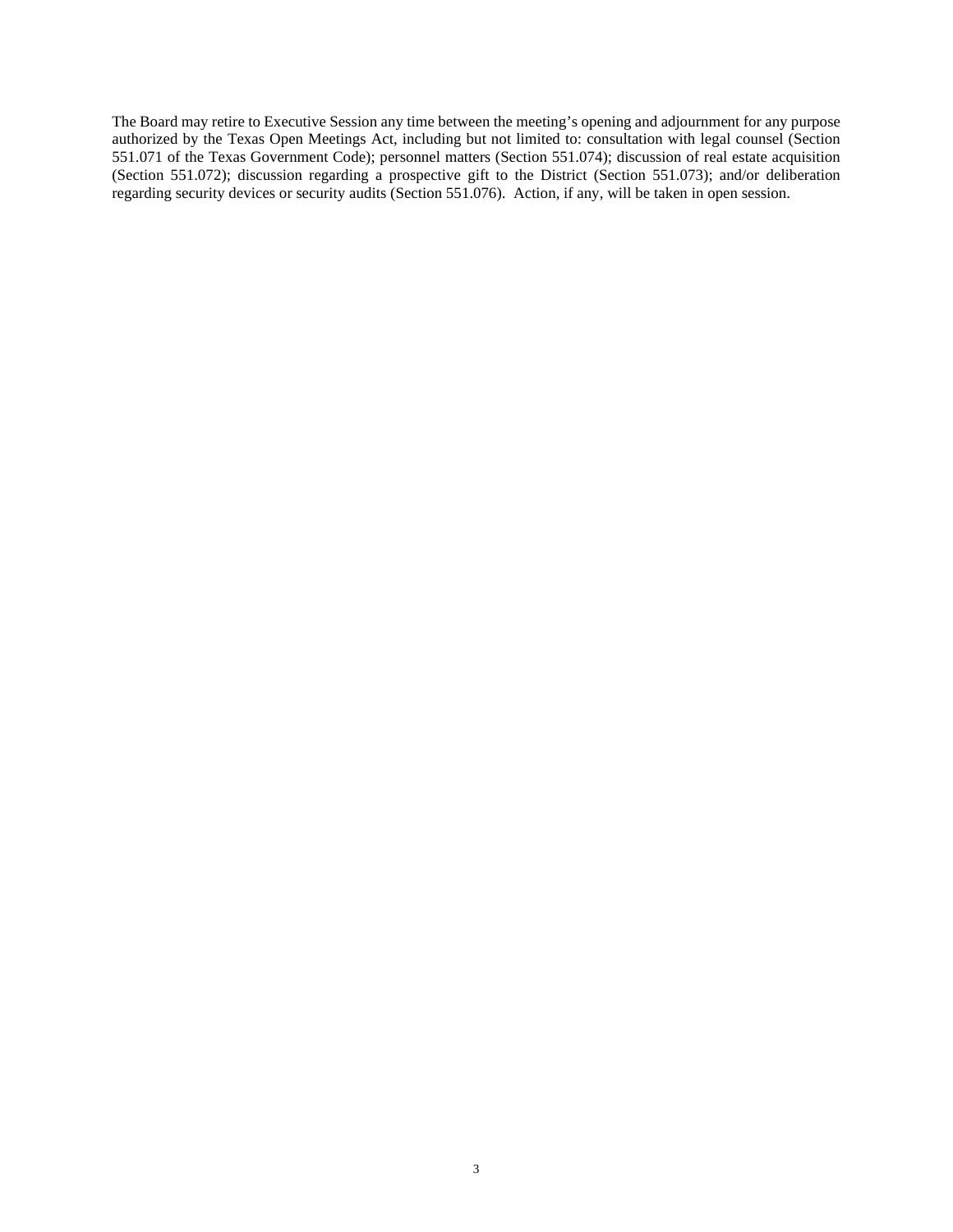The Board may retire to Executive Session any time between the meeting's opening and adjournment for any purpose authorized by the Texas Open Meetings Act, including but not limited to: consultation with legal counsel (Section 551.071 of the Texas Government Code); personnel matters (Section 551.074); discussion of real estate acquisition (Section 551.072); discussion regarding a prospective gift to the District (Section 551.073); and/or deliberation regarding security devices or security audits (Section 551.076). Action, if any, will be taken in open session.